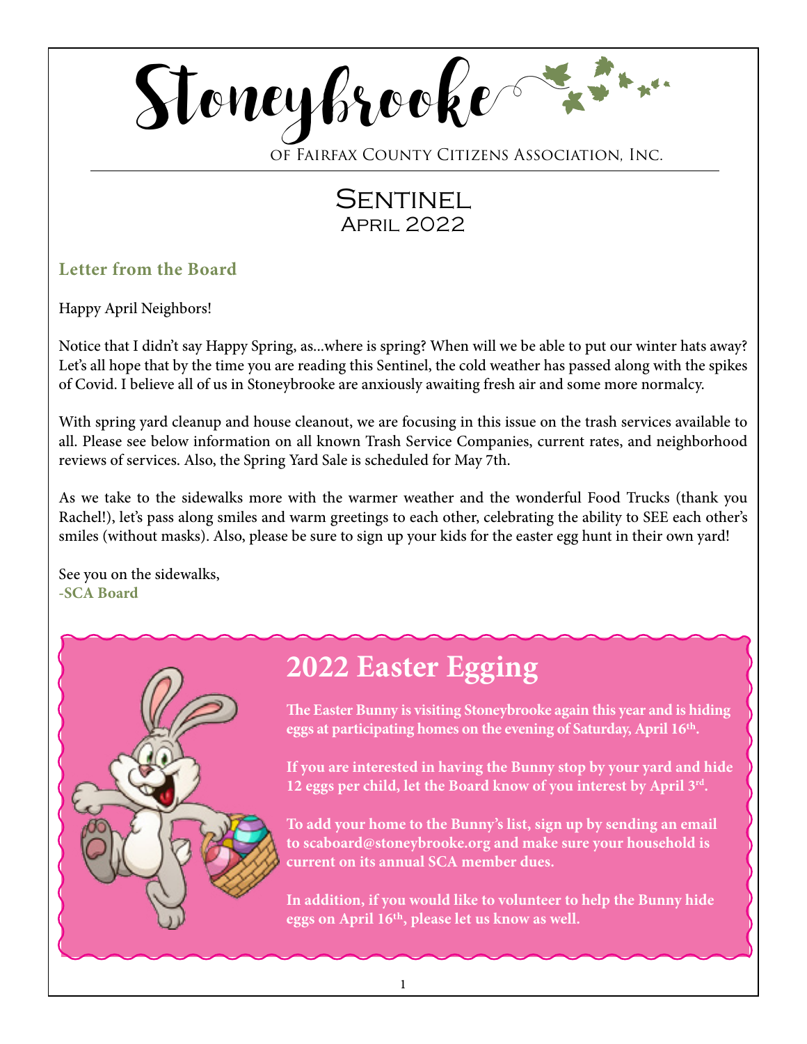# Stoneybrooke

of Fairfax County Citizens Association, Inc.

## Sentinel
April 2022

### Letter from the Board

Happy April Neighbors!

Notice that I didn't say Happy Spring, as...where is spring? When will we be able to put our winter hats away? Let's all hope that by the time you are reading this Sentinel, the cold weather has passed along with the spikes of Covid. I believe all of us in Stoneybrooke are anxiously awaiting fresh air and some more normalcy.

With spring yard cleanup and house cleanout, we are focusing in this issue on the trash services available to all. Please see below information on all known Trash Service Companies, current rates, and neighborhood reviews of services. Also, the Spring Yard Sale is scheduled for May 7th.

As we take to the sidewalks more with the warmer weather and the wonderful Food Trucks (thank you Rachel!), let's pass along smiles and warm greetings to each other, celebrating the ability to SEE each other's smiles (without masks). Also, please be sure to sign up your kids for the easter egg hunt in their own yard!

See you on the sidewalks,
**-SCA Board**

## 2022 Easter Egging

**The Easter Bunny is visiting Stoneybrooke again this year and is hiding eggs at participating homes on the evening of Saturday, April 16th.**

**If you are interested in having the Bunny stop by your yard and hide 12 eggs per child, let the Board know of you interest by April 3rd.**

**To add your home to the Bunny's list, sign up by sending an email to scaboard@stoneybrooke.org and make sure your household is current on its annual SCA member dues.**

**In addition, if you would like to volunteer to help the Bunny hide eggs on April 16th, please let us know as well.**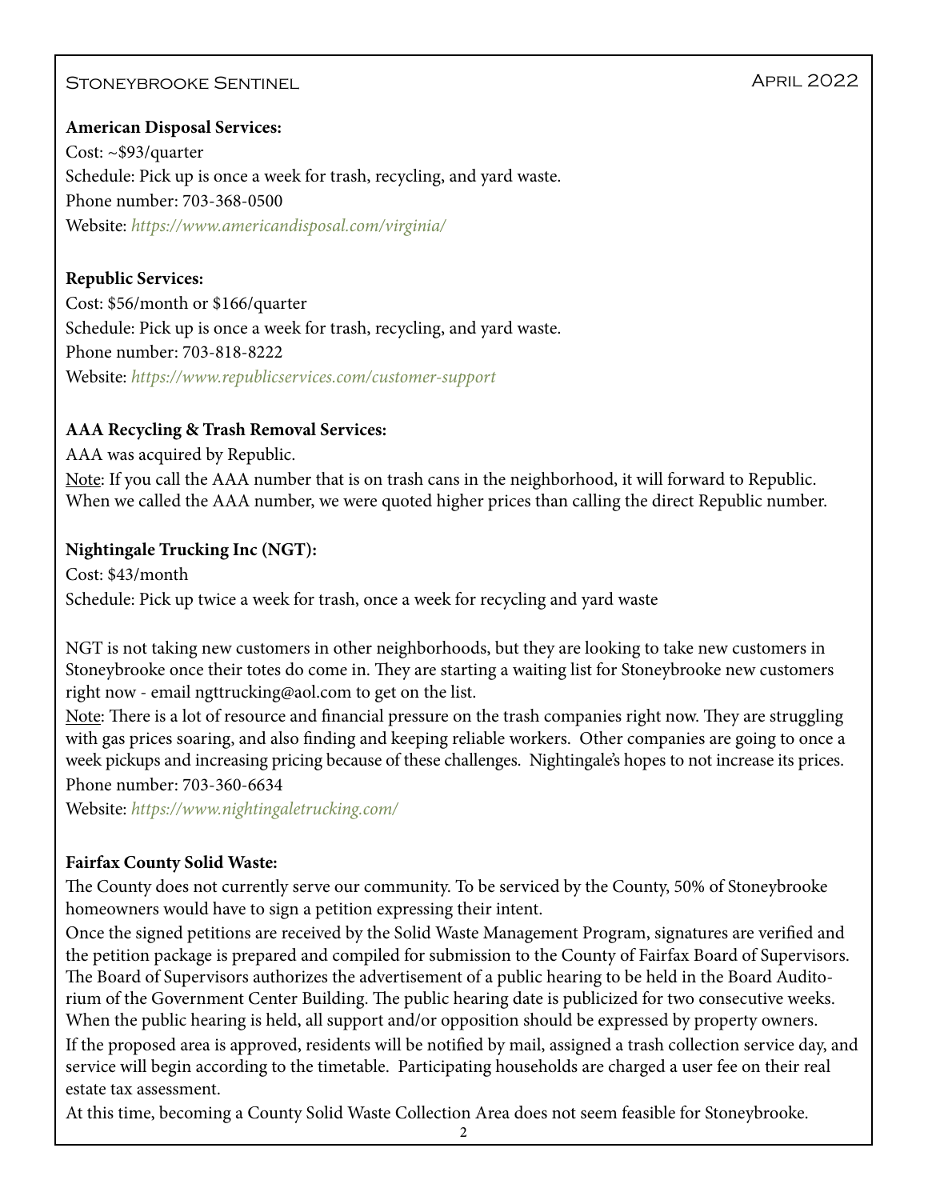**American Disposal Services:**

Cost: ~$93/quarter

Schedule: Pick up is once a week for trash, recycling, and yard waste.

Phone number: 703-368-0500

Website: *https://www.americandisposal.com/virginia/*

**Republic Services:**

Cost: $56/month or $166/quarter

Schedule: Pick up is once a week for trash, recycling, and yard waste.

Phone number: 703-818-8222

Website: *https://www.republicservices.com/customer-support*

**AAA Recycling & Trash Removal Services:**

AAA was acquired by Republic.

Note: If you call the AAA number that is on trash cans in the neighborhood, it will forward to Republic. When we called the AAA number, we were quoted higher prices than calling the direct Republic number.

**Nightingale Trucking Inc (NGT):**

Cost: $43/month

Schedule: Pick up twice a week for trash, once a week for recycling and yard waste

NGT is not taking new customers in other neighborhoods, but they are looking to take new customers in Stoneybrooke once their totes do come in. They are starting a waiting list for Stoneybrooke new customers right now - email ngttrucking@aol.com to get on the list.

Note: There is a lot of resource and financial pressure on the trash companies right now. They are struggling with gas prices soaring, and also finding and keeping reliable workers. Other companies are going to once a week pickups and increasing pricing because of these challenges. Nightingale's hopes to not increase its prices.

Phone number: 703-360-6634

Website: *https://www.nightingaletrucking.com/*

**Fairfax County Solid Waste:**

The County does not currently serve our community. To be serviced by the County, 50% of Stoneybrooke homeowners would have to sign a petition expressing their intent.

Once the signed petitions are received by the Solid Waste Management Program, signatures are verified and the petition package is prepared and compiled for submission to the County of Fairfax Board of Supervisors. The Board of Supervisors authorizes the advertisement of a public hearing to be held in the Board Auditorium of the Government Center Building. The public hearing date is publicized for two consecutive weeks. When the public hearing is held, all support and/or opposition should be expressed by property owners.

If the proposed area is approved, residents will be notified by mail, assigned a trash collection service day, and service will begin according to the timetable. Participating households are charged a user fee on their real estate tax assessment.

At this time, becoming a County Solid Waste Collection Area does not seem feasible for Stoneybrooke.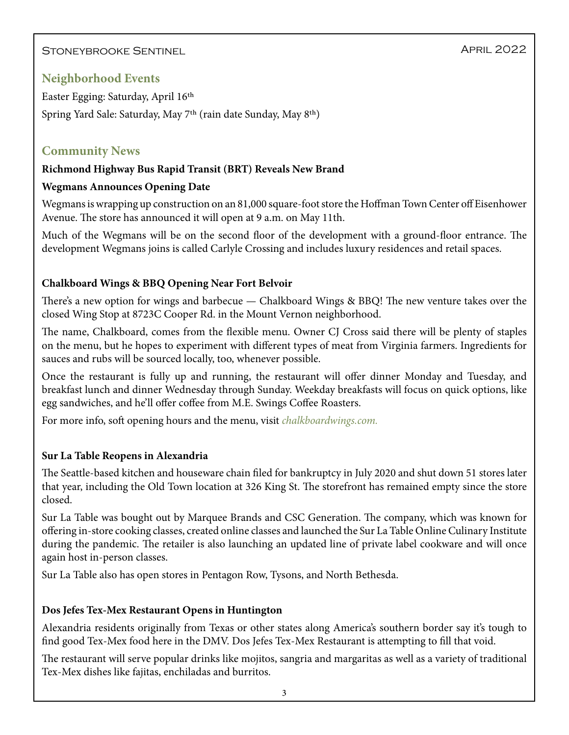## Neighborhood Events

Easter Egging: Saturday, April 16th

Spring Yard Sale: Saturday, May 7th (rain date Sunday, May 8th)

## Community News

**Richmond Highway Bus Rapid Transit (BRT) Reveals New Brand**

**Wegmans Announces Opening Date**

Wegmans is wrapping up construction on an 81,000 square-foot store the Hoffman Town Center off Eisenhower Avenue. The store has announced it will open at 9 a.m. on May 11th.

Much of the Wegmans will be on the second floor of the development with a ground-floor entrance. The development Wegmans joins is called Carlyle Crossing and includes luxury residences and retail spaces.

**Chalkboard Wings & BBQ Opening Near Fort Belvoir**

There's a new option for wings and barbecue — Chalkboard Wings & BBQ! The new venture takes over the closed Wing Stop at 8723C Cooper Rd. in the Mount Vernon neighborhood.

The name, Chalkboard, comes from the flexible menu. Owner CJ Cross said there will be plenty of staples on the menu, but he hopes to experiment with different types of meat from Virginia farmers. Ingredients for sauces and rubs will be sourced locally, too, whenever possible.

Once the restaurant is fully up and running, the restaurant will offer dinner Monday and Tuesday, and breakfast lunch and dinner Wednesday through Sunday. Weekday breakfasts will focus on quick options, like egg sandwiches, and he'll offer coffee from M.E. Swings Coffee Roasters.

For more info, soft opening hours and the menu, visit *chalkboardwings.com.*

**Sur La Table Reopens in Alexandria**

The Seattle-based kitchen and houseware chain filed for bankruptcy in July 2020 and shut down 51 stores later that year, including the Old Town location at 326 King St. The storefront has remained empty since the store closed.

Sur La Table was bought out by Marquee Brands and CSC Generation. The company, which was known for offering in-store cooking classes, created online classes and launched the Sur La Table Online Culinary Institute during the pandemic. The retailer is also launching an updated line of private label cookware and will once again host in-person classes.

Sur La Table also has open stores in Pentagon Row, Tysons, and North Bethesda.

**Dos Jefes Tex-Mex Restaurant Opens in Huntington**

Alexandria residents originally from Texas or other states along America's southern border say it's tough to find good Tex-Mex food here in the DMV. Dos Jefes Tex-Mex Restaurant is attempting to fill that void.

The restaurant will serve popular drinks like mojitos, sangria and margaritas as well as a variety of traditional Tex-Mex dishes like fajitas, enchiladas and burritos.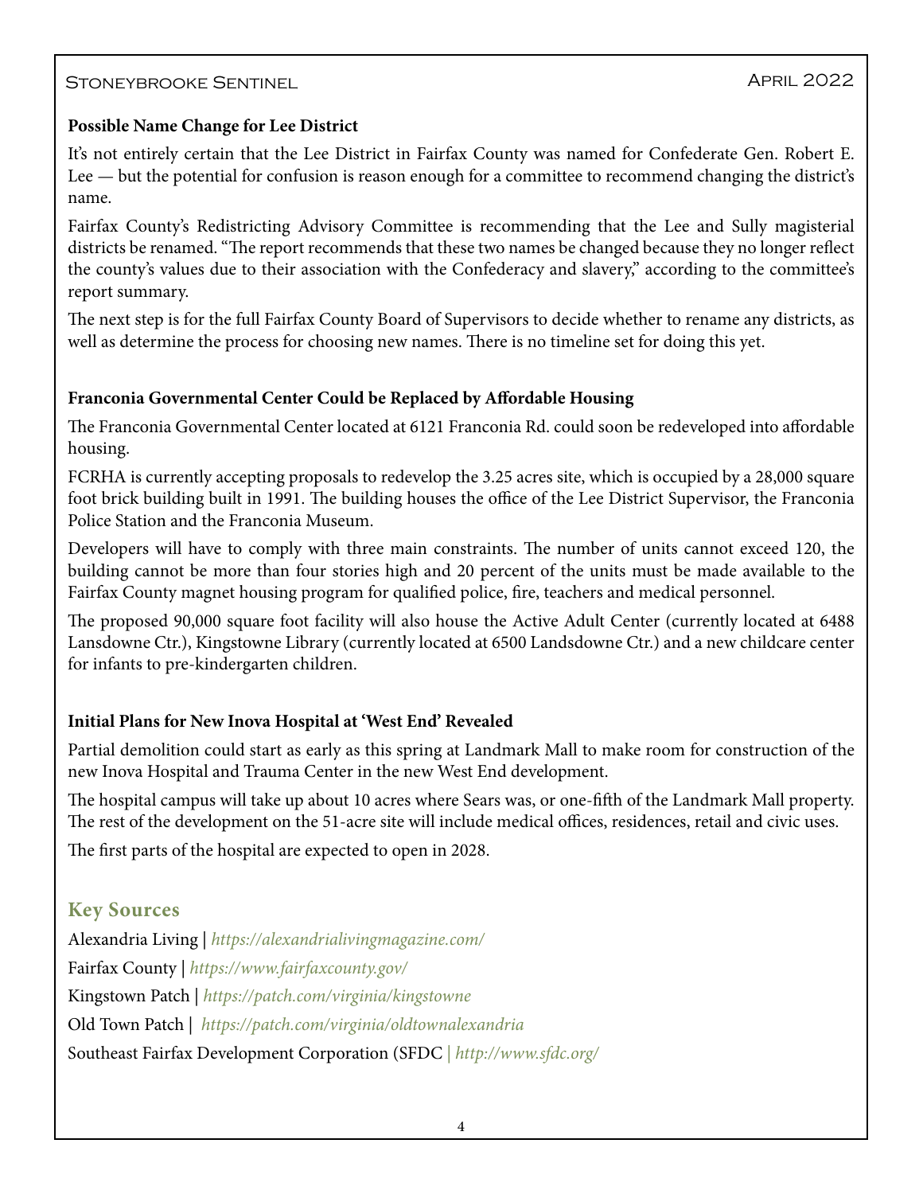### Possible Name Change for Lee District

It's not entirely certain that the Lee District in Fairfax County was named for Confederate Gen. Robert E. Lee — but the potential for confusion is reason enough for a committee to recommend changing the district's name.

Fairfax County's Redistricting Advisory Committee is recommending that the Lee and Sully magisterial districts be renamed. "The report recommends that these two names be changed because they no longer reflect the county's values due to their association with the Confederacy and slavery," according to the committee's report summary.

The next step is for the full Fairfax County Board of Supervisors to decide whether to rename any districts, as well as determine the process for choosing new names. There is no timeline set for doing this yet.

### Franconia Governmental Center Could be Replaced by Affordable Housing

The Franconia Governmental Center located at 6121 Franconia Rd. could soon be redeveloped into affordable housing.

FCRHA is currently accepting proposals to redevelop the 3.25 acres site, which is occupied by a 28,000 square foot brick building built in 1991. The building houses the office of the Lee District Supervisor, the Franconia Police Station and the Franconia Museum.

Developers will have to comply with three main constraints. The number of units cannot exceed 120, the building cannot be more than four stories high and 20 percent of the units must be made available to the Fairfax County magnet housing program for qualified police, fire, teachers and medical personnel.

The proposed 90,000 square foot facility will also house the Active Adult Center (currently located at 6488 Lansdowne Ctr.), Kingstowne Library (currently located at 6500 Landsdowne Ctr.) and a new childcare center for infants to pre-kindergarten children.

### Initial Plans for New Inova Hospital at 'West End' Revealed

Partial demolition could start as early as this spring at Landmark Mall to make room for construction of the new Inova Hospital and Trauma Center in the new West End development.

The hospital campus will take up about 10 acres where Sears was, or one-fifth of the Landmark Mall property. The rest of the development on the 51-acre site will include medical offices, residences, retail and civic uses.

The first parts of the hospital are expected to open in 2028.

## Key Sources

Alexandria Living | *https://alexandrialivingmagazine.com/*

Fairfax County | *https://www.fairfaxcounty.gov/*

Kingstown Patch | *https://patch.com/virginia/kingstowne*

Old Town Patch | *https://patch.com/virginia/oldtownalexandria*

Southeast Fairfax Development Corporation (SFDC | *http://www.sfdc.org/*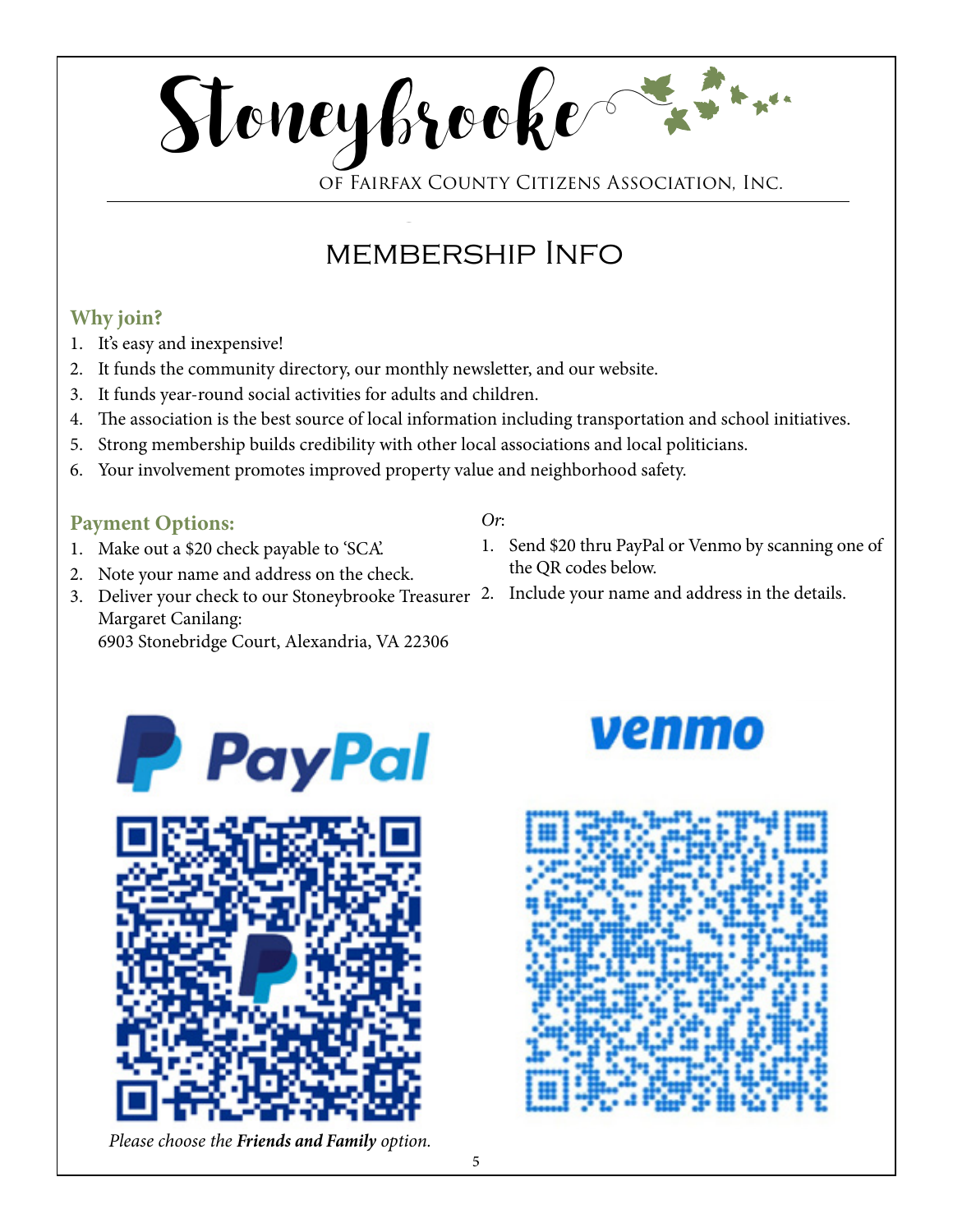# Stoneybrooke

OF FAIRFAX COUNTY CITIZENS ASSOCIATION, INC.

## MEMBERSHIP INFO

### Why join?

1. It's easy and inexpensive!
2. It funds the community directory, our monthly newsletter, and our website.
3. It funds year-round social activities for adults and children.
4. The association is the best source of local information including transportation and school initiatives.
5. Strong membership builds credibility with other local associations and local politicians.
6. Your involvement promotes improved property value and neighborhood safety.

### Payment Options:

1. Make out a $20 check payable to 'SCA'.
2. Note your name and address on the check.
3. Deliver your check to our Stoneybrooke Treasurer Margaret Canilang:
   6903 Stonebridge Court, Alexandria, VA 22306

*Or*:

1. Send $20 thru PayPal or Venmo by scanning one of the QR codes below.
2. Include your name and address in the details.

PayPal

venmo

*Please choose the **Friends and Family** option.*